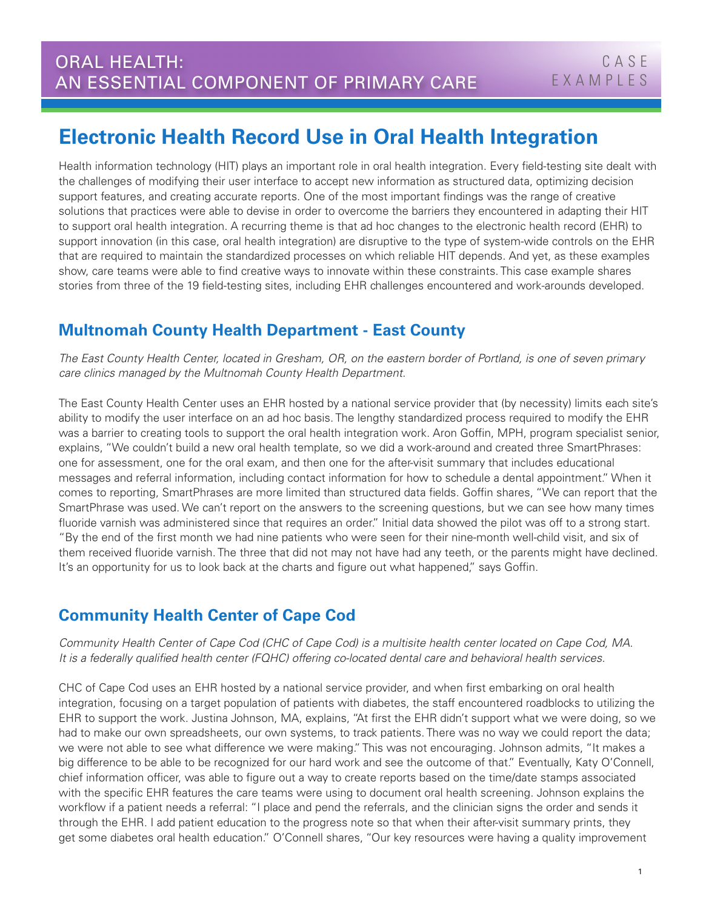# Electronic Health Record Use in Oral Health Integration

Health information technology (HIT) plays an important role in oral health integration. Every field-testing site dealt with the challenges of modifying their user interface to accept new information as structured data, optimizing decision support features, and creating accurate reports. One of the most important findings was the range of creative solutions that practices were able to devise in order to overcome the barriers they encountered in adapting their HIT to support oral health integration. A recurring theme is that ad hoc changes to the electronic health record (EHR) to support innovation (in this case, oral health integration) are disruptive to the type of system-wide controls on the EHR that are required to maintain the standardized processes on which reliable HIT depends. And yet, as these examples show, care teams were able to find creative ways to innovate within these constraints. This case example shares stories from three of the 19 field-testing sites, including EHR challenges encountered and work-arounds developed.

## Multnomah County Health Department - East County

*The East County Health Center, located in Gresham, OR, on the eastern border of Portland, is one of seven primary care clinics managed by the Multnomah County Health Department.*

The East County Health Center uses an EHR hosted by a national service provider that (by necessity) limits each site's ability to modify the user interface on an ad hoc basis. The lengthy standardized process required to modify the EHR was a barrier to creating tools to support the oral health integration work. Aron Goffin, MPH, program specialist senior, explains, "We couldn't build a new oral health template, so we did a work-around and created three SmartPhrases: one for assessment, one for the oral exam, and then one for the after-visit summary that includes educational messages and referral information, including contact information for how to schedule a dental appointment." When it comes to reporting, SmartPhrases are more limited than structured data fields. Goffin shares, "We can report that the SmartPhrase was used. We can't report on the answers to the screening questions, but we can see how many times fluoride varnish was administered since that requires an order." Initial data showed the pilot was off to a strong start. "By the end of the first month we had nine patients who were seen for their nine-month well-child visit, and six of them received fluoride varnish. The three that did not may not have had any teeth, or the parents might have declined. It's an opportunity for us to look back at the charts and figure out what happened," says Goffin.

## Community Health Center of Cape Cod

*Community Health Center of Cape Cod (CHC of Cape Cod) is a multisite health center located on Cape Cod, MA. It is a federally qualified health center (FQHC) offering co-located dental care and behavioral health services.*

CHC of Cape Cod uses an EHR hosted by a national service provider, and when first embarking on oral health integration, focusing on a target population of patients with diabetes, the staff encountered roadblocks to utilizing the EHR to support the work. Justina Johnson, MA, explains, "At first the EHR didn't support what we were doing, so we had to make our own spreadsheets, our own systems, to track patients. There was no way we could report the data; we were not able to see what difference we were making." This was not encouraging. Johnson admits, "It makes a big difference to be able to be recognized for our hard work and see the outcome of that." Eventually, Katy O'Connell, chief information officer, was able to figure out a way to create reports based on the time/date stamps associated with the specific EHR features the care teams were using to document oral health screening. Johnson explains the workflow if a patient needs a referral: "I place and pend the referrals, and the clinician signs the order and sends it through the EHR. I add patient education to the progress note so that when their after-visit summary prints, they get some diabetes oral health education." O'Connell shares, "Our key resources were having a quality improvement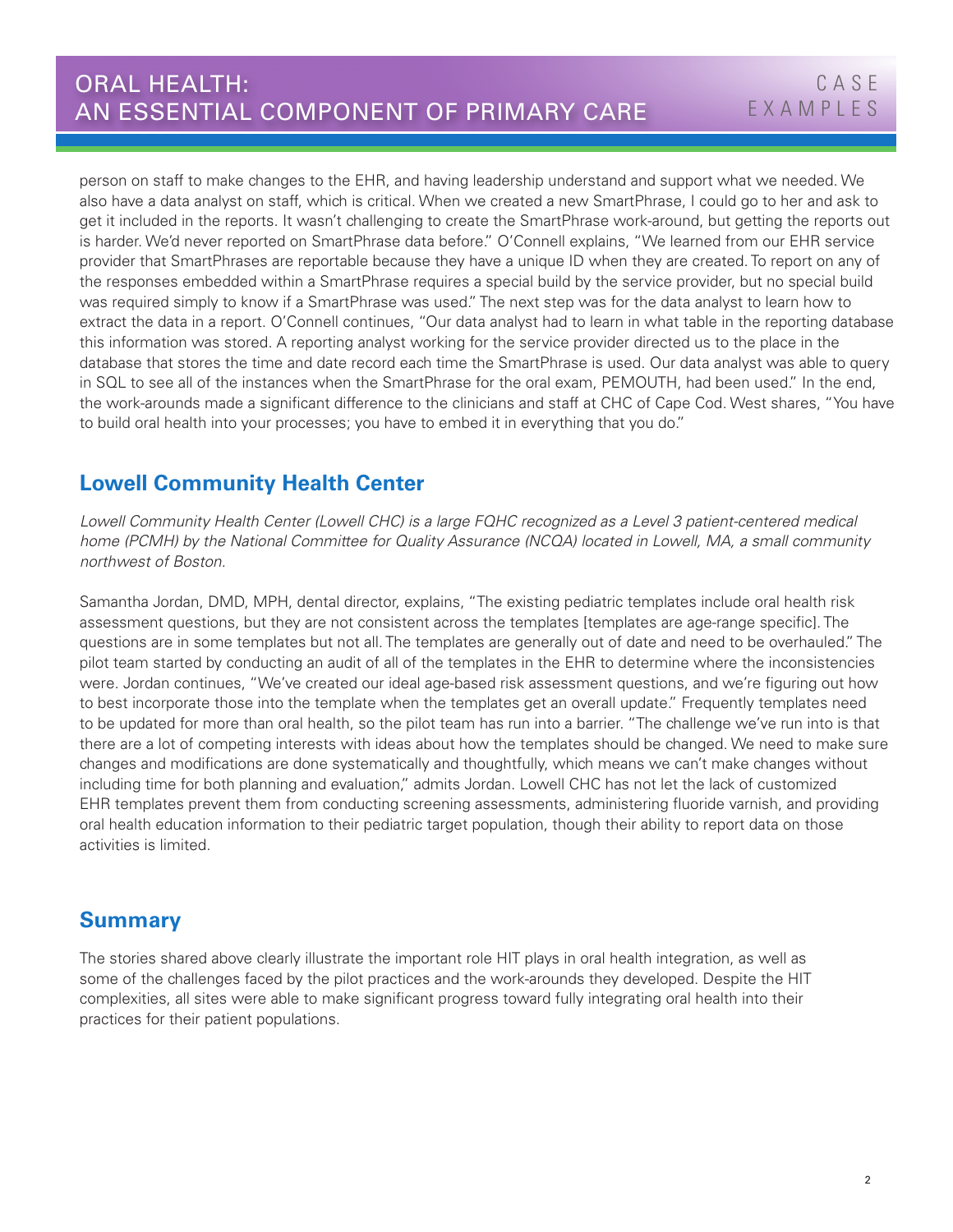person on staff to make changes to the EHR, and having leadership understand and support what we needed. We also have a data analyst on staff, which is critical. When we created a new SmartPhrase, I could go to her and ask to get it included in the reports. It wasn't challenging to create the SmartPhrase work-around, but getting the reports out is harder. We'd never reported on SmartPhrase data before." O'Connell explains, "We learned from our EHR service provider that SmartPhrases are reportable because they have a unique ID when they are created. To report on any of the responses embedded within a SmartPhrase requires a special build by the service provider, but no special build was required simply to know if a SmartPhrase was used." The next step was for the data analyst to learn how to extract the data in a report. O'Connell continues, "Our data analyst had to learn in what table in the reporting database this information was stored. A reporting analyst working for the service provider directed us to the place in the database that stores the time and date record each time the SmartPhrase is used. Our data analyst was able to query in SQL to see all of the instances when the SmartPhrase for the oral exam, PEMOUTH, had been used." In the end, the work-arounds made a significant difference to the clinicians and staff at CHC of Cape Cod. West shares, "You have to build oral health into your processes; you have to embed it in everything that you do."

## Lowell Community Health Center

*Lowell Community Health Center (Lowell CHC) is a large FQHC recognized as a Level 3 patient-centered medical home (PCMH) by the National Committee for Quality Assurance (NCQA) located in Lowell, MA, a small community northwest of Boston.*

Samantha Jordan, DMD, MPH, dental director, explains, "The existing pediatric templates include oral health risk assessment questions, but they are not consistent across the templates [templates are age-range specific]. The questions are in some templates but not all. The templates are generally out of date and need to be overhauled." The pilot team started by conducting an audit of all of the templates in the EHR to determine where the inconsistencies were. Jordan continues, "We've created our ideal age-based risk assessment questions, and we're figuring out how to best incorporate those into the template when the templates get an overall update." Frequently templates need to be updated for more than oral health, so the pilot team has run into a barrier. "The challenge we've run into is that there are a lot of competing interests with ideas about how the templates should be changed. We need to make sure changes and modifications are done systematically and thoughtfully, which means we can't make changes without including time for both planning and evaluation," admits Jordan. Lowell CHC has not let the lack of customized EHR templates prevent them from conducting screening assessments, administering fluoride varnish, and providing oral health education information to their pediatric target population, though their ability to report data on those activities is limited.

## Summary

The stories shared above clearly illustrate the important role HIT plays in oral health integration, as well as some of the challenges faced by the pilot practices and the work-arounds they developed. Despite the HIT complexities, all sites were able to make significant progress toward fully integrating oral health into their practices for their patient populations.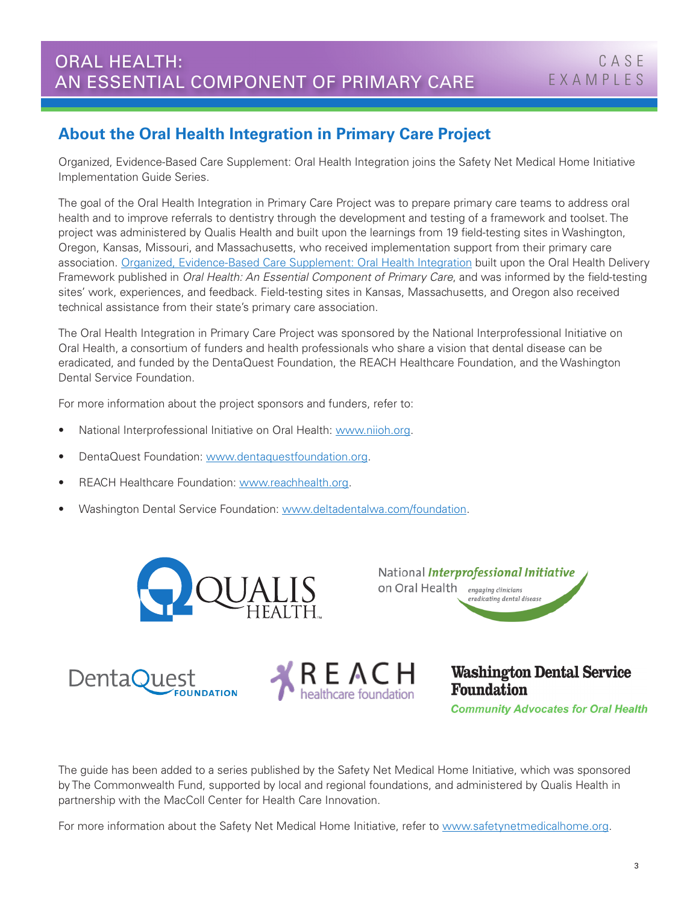## About the Oral Health Integration in Primary Care Project

Organized, Evidence-Based Care Supplement: Oral Health Integration joins the Safety Net Medical Home Initiative Implementation Guide Series.

The goal of the Oral Health Integration in Primary Care Project was to prepare primary care teams to address oral health and to improve referrals to dentistry through the development and testing of a framework and toolset. The project was administered by Qualis Health and built upon the learnings from 19 field-testing sites in Washington, Oregon, Kansas, Missouri, and Massachusetts, who received implementation support from their primary care association. Organized, Evidence-Based Care Supplement: Oral Health Integration built upon the Oral Health Delivery Framework published in *Oral Health: An Essential Component of Primary Care*, and was informed by the field-testing sites' work, experiences, and feedback. Field-testing sites in Kansas, Massachusetts, and Oregon also received technical assistance from their state's primary care association.

The Oral Health Integration in Primary Care Project was sponsored by the National Interprofessional Initiative on Oral Health, a consortium of funders and health professionals who share a vision that dental disease can be eradicated, and funded by the DentaQuest Foundation, the REACH Healthcare Foundation, and the Washington Dental Service Foundation.

For more information about the project sponsors and funders, refer to:

- National Interprofessional Initiative on Oral Health: www.niioh.org.
- DentaQuest Foundation: www.dentaquestfoundation.org.
- REACH Healthcare Foundation: www.reachhealth.org.
- Washington Dental Service Foundation: www.deltadentalwa.com/foundation.

The guide has been added to a series published by the Safety Net Medical Home Initiative, which was sponsored by The Commonwealth Fund, supported by local and regional foundations, and administered by Qualis Health in partnership with the MacColl Center for Health Care Innovation.

For more information about the Safety Net Medical Home Initiative, refer to www.safetynetmedicalhome.org.